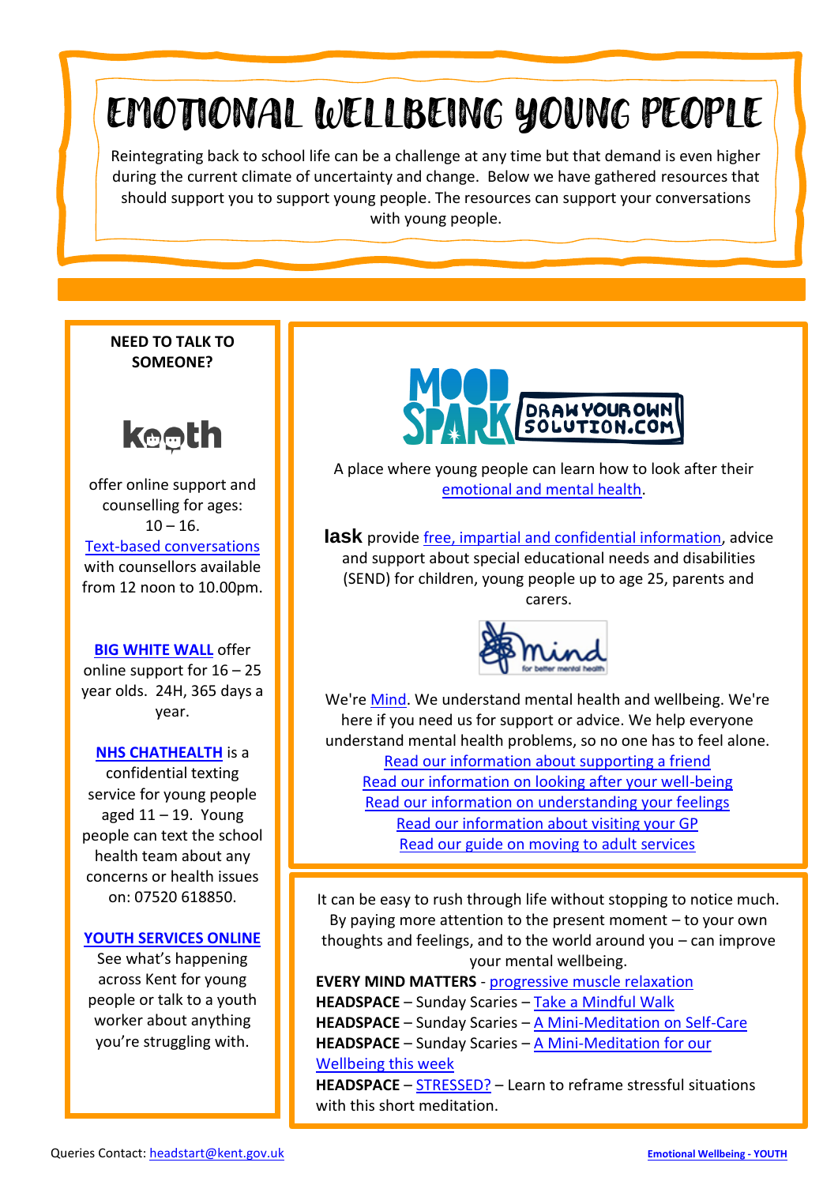# EMOTIONAL WELLBEING YOUNG PEOPLE

Reintegrating back to school life can be a challenge at any time but that demand is even higher during the current climate of uncertainty and change. Below we have gathered resources that should support you to support young people. The resources can support your conversations with young people.

**NEED TO TALK TO SOMEONE?**

kooth

offer online support and counselling for ages: 10 – 16. Text-based conversations with counsellors available from 12 noon to 10.00pm.

**BIG WHITE WALL** offer online support for 16 – 25 year olds. 24H, 365 days a year.

**NHS CHATHEALTH** is a confidential texting service for young people aged 11 – 19. Young people can text the school health team about any concerns or health issues on: 07520 618850.

**YOUTH SERVICES ONLINE** See what's happening across Kent for young people or talk to a youth worker about anything you're struggling with.

MOOD SPARK DRAW YOUR OWN SOLUTION.COM

A place where young people can learn how to look after their emotional and mental health.

**Iask** provide free, impartial and confidential information, advice and support about special educational needs and disabilities (SEND) for children, young people up to age 25, parents and carers.

Mind for better mental health

We're Mind. We understand mental health and wellbeing. We're here if you need us for support or advice. We help everyone understand mental health problems, so no one has to feel alone.

Read our information about supporting a friend
Read our information on looking after your well-being
Read our information on understanding your feelings
Read our information about visiting your GP
Read our guide on moving to adult services

It can be easy to rush through life without stopping to notice much. By paying more attention to the present moment – to your own thoughts and feelings, and to the world around you – can improve your mental wellbeing.

**EVERY MIND MATTERS** - progressive muscle relaxation
**HEADSPACE** – Sunday Scaries – Take a Mindful Walk
**HEADSPACE** – Sunday Scaries – A Mini-Meditation on Self-Care
**HEADSPACE** – Sunday Scaries – A Mini-Meditation for our Wellbeing this week
**HEADSPACE** – STRESSED? – Learn to reframe stressful situations with this short meditation.

Queries Contact: headstart@kent.gov.uk

Emotional Wellbeing - YOUTH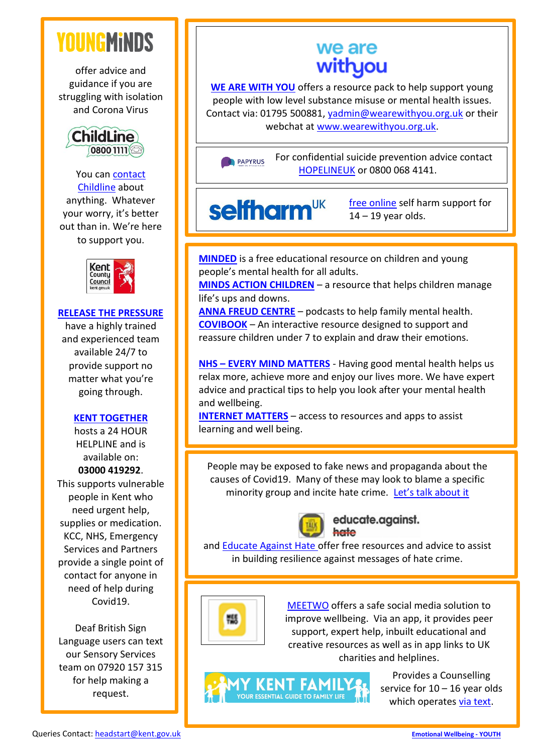YOUNGMINDS

offer advice and guidance if you are struggling with isolation and Corona Virus

ChildLine 0800 1111

You can contact Childline about anything. Whatever your worry, it's better out than in. We're here to support you.

Kent County Council kent.gov.uk

**RELEASE THE PRESSURE** have a highly trained and experienced team available 24/7 to provide support no matter what you're going through.

**KENT TOGETHER** hosts a 24 HOUR HELPLINE and is available on: **03000 419292**. This supports vulnerable people in Kent who need urgent help, supplies or medication. KCC, NHS, Emergency Services and Partners provide a single point of contact for anyone in need of help during Covid19.

Deaf British Sign Language users can text our Sensory Services team on 07920 157 315 for help making a request.

we are withyou

WE ARE WITH YOU offers a resource pack to help support young people with low level substance misuse or mental health issues. Contact via: 01795 500881, yadmin@wearewithyou.org.uk or their webchat at www.wearewithyou.org.uk.

PAPYRUS

For confidential suicide prevention advice contact HOPELINEUK or 0800 068 4141.

selfharm UK

free online self harm support for 14 – 19 year olds.

**MINDED** is a free educational resource on children and young people's mental health for all adults.
**MINDS ACTION CHILDREN** – a resource that helps children manage life's ups and downs.
**ANNA FREUD CENTRE** – podcasts to help family mental health.
**COVIBOOK** – An interactive resource designed to support and reassure children under 7 to explain and draw their emotions.

**NHS – EVERY MIND MATTERS** - Having good mental health helps us relax more, achieve more and enjoy our lives more. We have expert advice and practical tips to help you look after your mental health and wellbeing.
**INTERNET MATTERS** – access to resources and apps to assist learning and well being.

People may be exposed to fake news and propaganda about the causes of Covid19. Many of these may look to blame a specific minority group and incite hate crime. Let's talk about it

educate.against. hate

and Educate Against Hate offer free resources and advice to assist in building resilience against messages of hate crime.

MEETWO offers a safe social media solution to improve wellbeing. Via an app, it provides peer support, expert help, inbuilt educational and creative resources as well as in app links to UK charities and helplines.

MY KENT FAMILY – YOUR ESSENTIAL GUIDE TO FAMILY LIFE

Provides a Counselling service for 10 – 16 year olds which operates via text.

Queries Contact: headstart@kent.gov.uk

Emotional Wellbeing - YOUTH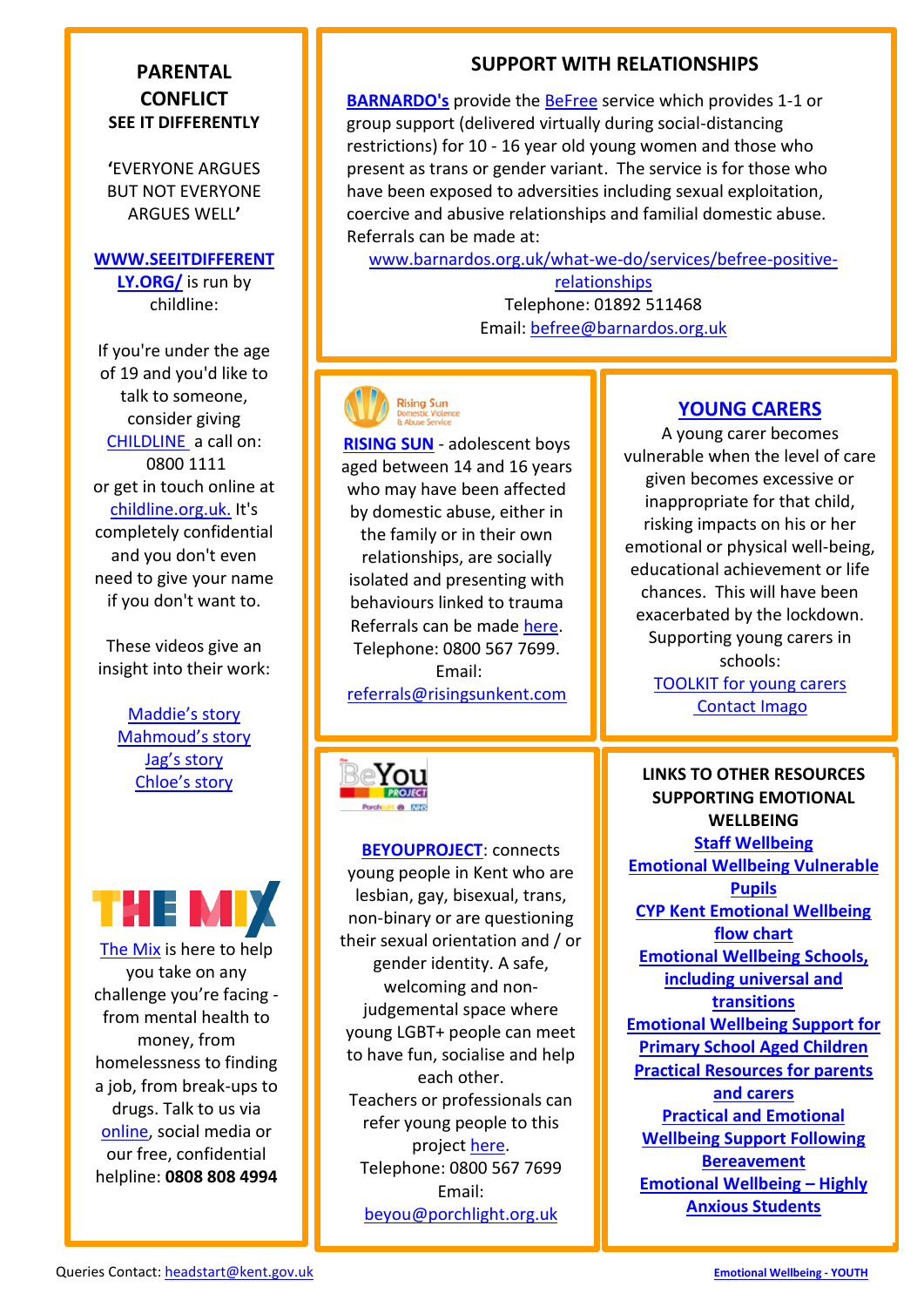## PARENTAL CONFLICT

**SEE IT DIFFERENTLY**

'EVERYONE ARGUES BUT NOT EVERYONE ARGUES WELL'

**WWW.SEEITDIFFERENTLY.ORG/** is run by childline:

If you're under the age of 19 and you'd like to talk to someone, consider giving CHILDLINE a call on: 0800 1111 or get in touch online at childline.org.uk. It's completely confidential and you don't even need to give your name if you don't want to.

These videos give an insight into their work:

Maddie's story
Mahmoud's story
Jag's story
Chloe's story

The Mix is here to help you take on any challenge you're facing - from mental health to money, from homelessness to finding a job, from break-ups to drugs. Talk to us via online, social media or our free, confidential helpline: **0808 808 4994**

## SUPPORT WITH RELATIONSHIPS

**BARNARDO's** provide the BeFree service which provides 1-1 or group support (delivered virtually during social-distancing restrictions) for 10 - 16 year old young women and those who present as trans or gender variant. The service is for those who have been exposed to adversities including sexual exploitation, coercive and abusive relationships and familial domestic abuse. Referrals can be made at:

www.barnardos.org.uk/what-we-do/services/befree-positive-relationships
Telephone: 01892 511468
Email: befree@barnardos.org.uk

Rising Sun Domestic Violence & Abuse Service

**RISING SUN** - adolescent boys aged between 14 and 16 years who may have been affected by domestic abuse, either in the family or in their own relationships, are socially isolated and presenting with behaviours linked to trauma. Referrals can be made here.
Telephone: 0800 567 7699.
Email: referrals@risingsunkent.com

## YOUNG CARERS

A young carer becomes vulnerable when the level of care given becomes excessive or inappropriate for that child, risking impacts on his or her emotional or physical well-being, educational achievement or life chances. This will have been exacerbated by the lockdown. Supporting young carers in schools:

TOOLKIT for young carers
Contact Imago

BeYou PROJECT

**BEYOUPROJECT**: connects young people in Kent who are lesbian, gay, bisexual, trans, non-binary or are questioning their sexual orientation and / or gender identity. A safe, welcoming and non-judgemental space where young LGBT+ people can meet to have fun, socialise and help each other.
Teachers or professionals can refer young people to this project here.
Telephone: 0800 567 7699
Email: beyou@porchlight.org.uk

## LINKS TO OTHER RESOURCES SUPPORTING EMOTIONAL WELLBEING

**Staff Wellbeing**
**Emotional Wellbeing Vulnerable Pupils**
**CYP Kent Emotional Wellbeing flow chart**
**Emotional Wellbeing Schools, including universal and transitions**
**Emotional Wellbeing Support for Primary School Aged Children**
**Practical Resources for parents and carers**
**Practical and Emotional Wellbeing Support Following Bereavement**
**Emotional Wellbeing – Highly Anxious Students**

Queries Contact: headstart@kent.gov.uk

**Emotional Wellbeing - YOUTH**